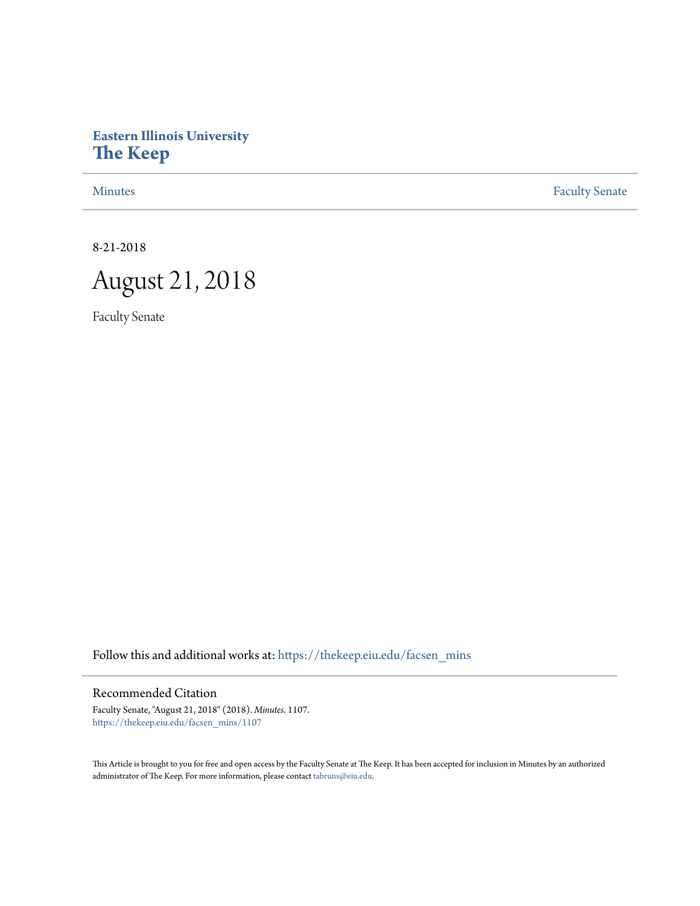# Eastern Illinois University
# The Keep

Minutes | Faculty Senate

8-21-2018

# August 21, 2018

Faculty Senate

Follow this and additional works at: https://thekeep.eiu.edu/facsen_mins

## Recommended Citation

Faculty Senate, "August 21, 2018" (2018). *Minutes*. 1107.
https://thekeep.eiu.edu/facsen_mins/1107

This Article is brought to you for free and open access by the Faculty Senate at The Keep. It has been accepted for inclusion in Minutes by an authorized administrator of The Keep. For more information, please contact tabruns@eiu.edu.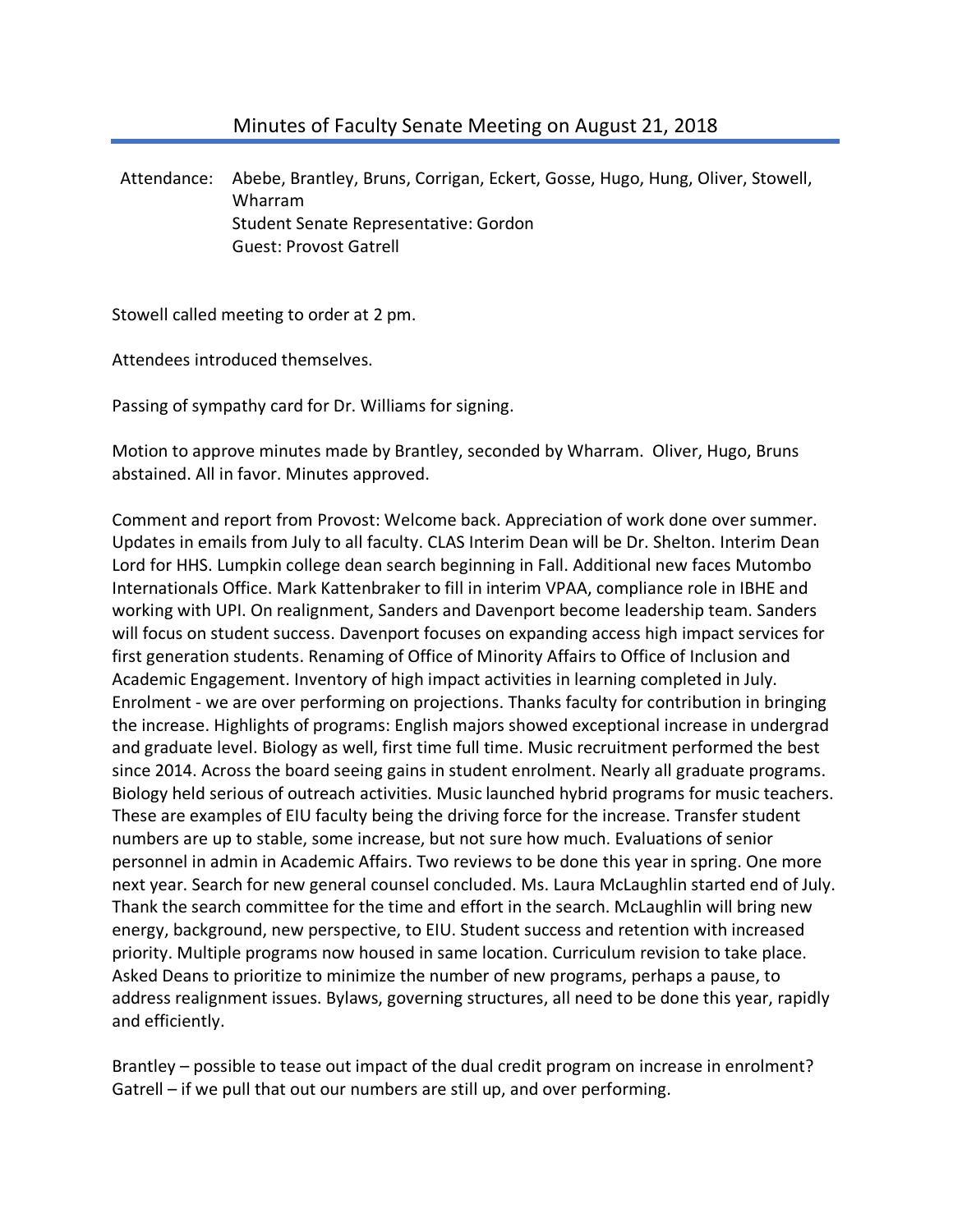# Minutes of Faculty Senate Meeting on August 21, 2018

Attendance: Abebe, Brantley, Bruns, Corrigan, Eckert, Gosse, Hugo, Hung, Oliver, Stowell, Wharram
Student Senate Representative: Gordon
Guest: Provost Gatrell

Stowell called meeting to order at 2 pm.

Attendees introduced themselves.

Passing of sympathy card for Dr. Williams for signing.

Motion to approve minutes made by Brantley, seconded by Wharram. Oliver, Hugo, Bruns abstained. All in favor. Minutes approved.

Comment and report from Provost: Welcome back. Appreciation of work done over summer. Updates in emails from July to all faculty. CLAS Interim Dean will be Dr. Shelton. Interim Dean Lord for HHS. Lumpkin college dean search beginning in Fall. Additional new faces Mutombo Internationals Office. Mark Kattenbraker to fill in interim VPAA, compliance role in IBHE and working with UPI. On realignment, Sanders and Davenport become leadership team. Sanders will focus on student success. Davenport focuses on expanding access high impact services for first generation students. Renaming of Office of Minority Affairs to Office of Inclusion and Academic Engagement. Inventory of high impact activities in learning completed in July. Enrolment - we are over performing on projections. Thanks faculty for contribution in bringing the increase. Highlights of programs: English majors showed exceptional increase in undergrad and graduate level. Biology as well, first time full time. Music recruitment performed the best since 2014. Across the board seeing gains in student enrolment. Nearly all graduate programs. Biology held serious of outreach activities. Music launched hybrid programs for music teachers. These are examples of EIU faculty being the driving force for the increase. Transfer student numbers are up to stable, some increase, but not sure how much. Evaluations of senior personnel in admin in Academic Affairs. Two reviews to be done this year in spring. One more next year. Search for new general counsel concluded. Ms. Laura McLaughlin started end of July. Thank the search committee for the time and effort in the search. McLaughlin will bring new energy, background, new perspective, to EIU. Student success and retention with increased priority. Multiple programs now housed in same location. Curriculum revision to take place. Asked Deans to prioritize to minimize the number of new programs, perhaps a pause, to address realignment issues. Bylaws, governing structures, all need to be done this year, rapidly and efficiently.

Brantley – possible to tease out impact of the dual credit program on increase in enrolment? Gatrell – if we pull that out our numbers are still up, and over performing.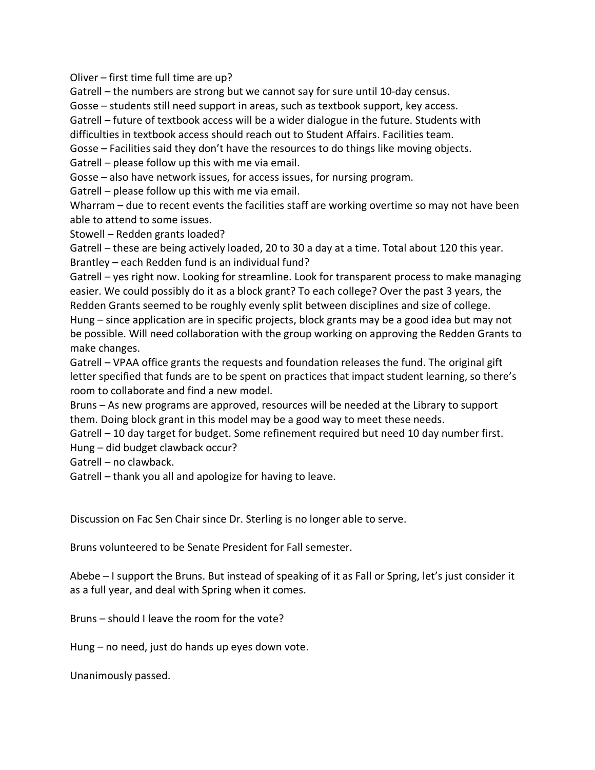Oliver – first time full time are up?

Gatrell – the numbers are strong but we cannot say for sure until 10-day census.

Gosse – students still need support in areas, such as textbook support, key access.

Gatrell – future of textbook access will be a wider dialogue in the future. Students with difficulties in textbook access should reach out to Student Affairs. Facilities team.

Gosse – Facilities said they don't have the resources to do things like moving objects.

Gatrell – please follow up this with me via email.

Gosse – also have network issues, for access issues, for nursing program.

Gatrell – please follow up this with me via email.

Wharram – due to recent events the facilities staff are working overtime so may not have been able to attend to some issues.

Stowell – Redden grants loaded?

Gatrell – these are being actively loaded, 20 to 30 a day at a time. Total about 120 this year.

Brantley – each Redden fund is an individual fund?

Gatrell – yes right now. Looking for streamline. Look for transparent process to make managing easier. We could possibly do it as a block grant? To each college? Over the past 3 years, the Redden Grants seemed to be roughly evenly split between disciplines and size of college.

Hung – since application are in specific projects, block grants may be a good idea but may not be possible. Will need collaboration with the group working on approving the Redden Grants to make changes.

Gatrell – VPAA office grants the requests and foundation releases the fund. The original gift letter specified that funds are to be spent on practices that impact student learning, so there's room to collaborate and find a new model.

Bruns – As new programs are approved, resources will be needed at the Library to support them. Doing block grant in this model may be a good way to meet these needs.

Gatrell – 10 day target for budget. Some refinement required but need 10 day number first.

Hung – did budget clawback occur?

Gatrell – no clawback.

Gatrell – thank you all and apologize for having to leave.

Discussion on Fac Sen Chair since Dr. Sterling is no longer able to serve.

Bruns volunteered to be Senate President for Fall semester.

Abebe – I support the Bruns. But instead of speaking of it as Fall or Spring, let's just consider it as a full year, and deal with Spring when it comes.

Bruns – should I leave the room for the vote?

Hung – no need, just do hands up eyes down vote.

Unanimously passed.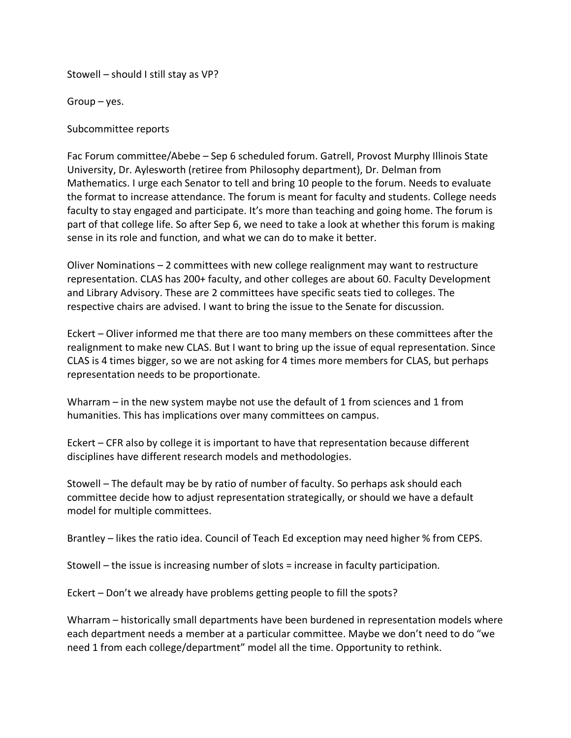Stowell – should I still stay as VP?

Group – yes.

Subcommittee reports

Fac Forum committee/Abebe – Sep 6 scheduled forum. Gatrell, Provost Murphy Illinois State University, Dr. Aylesworth (retiree from Philosophy department), Dr. Delman from Mathematics. I urge each Senator to tell and bring 10 people to the forum. Needs to evaluate the format to increase attendance. The forum is meant for faculty and students. College needs faculty to stay engaged and participate. It's more than teaching and going home. The forum is part of that college life. So after Sep 6, we need to take a look at whether this forum is making sense in its role and function, and what we can do to make it better.

Oliver Nominations – 2 committees with new college realignment may want to restructure representation. CLAS has 200+ faculty, and other colleges are about 60. Faculty Development and Library Advisory. These are 2 committees have specific seats tied to colleges. The respective chairs are advised. I want to bring the issue to the Senate for discussion.

Eckert – Oliver informed me that there are too many members on these committees after the realignment to make new CLAS. But I want to bring up the issue of equal representation. Since CLAS is 4 times bigger, so we are not asking for 4 times more members for CLAS, but perhaps representation needs to be proportionate.

Wharram – in the new system maybe not use the default of 1 from sciences and 1 from humanities. This has implications over many committees on campus.

Eckert – CFR also by college it is important to have that representation because different disciplines have different research models and methodologies.

Stowell – The default may be by ratio of number of faculty. So perhaps ask should each committee decide how to adjust representation strategically, or should we have a default model for multiple committees.

Brantley – likes the ratio idea. Council of Teach Ed exception may need higher % from CEPS.

Stowell – the issue is increasing number of slots = increase in faculty participation.

Eckert – Don't we already have problems getting people to fill the spots?

Wharram – historically small departments have been burdened in representation models where each department needs a member at a particular committee. Maybe we don't need to do "we need 1 from each college/department" model all the time. Opportunity to rethink.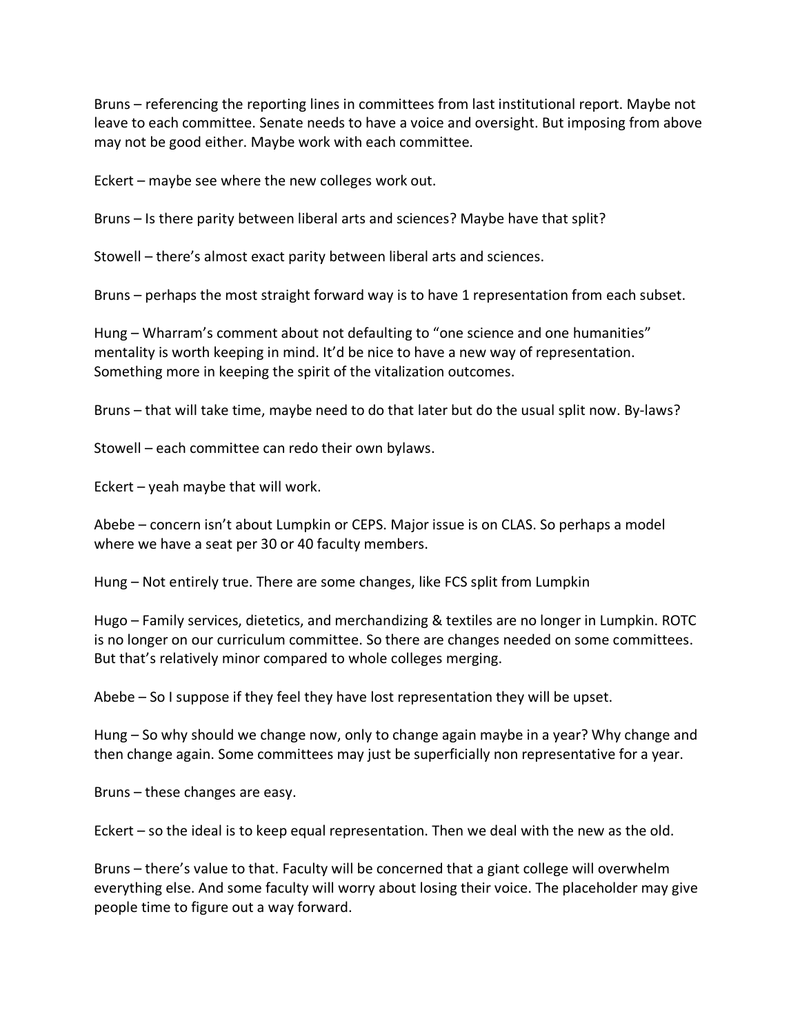Bruns – referencing the reporting lines in committees from last institutional report. Maybe not leave to each committee. Senate needs to have a voice and oversight. But imposing from above may not be good either. Maybe work with each committee.

Eckert – maybe see where the new colleges work out.

Bruns – Is there parity between liberal arts and sciences? Maybe have that split?

Stowell – there's almost exact parity between liberal arts and sciences.

Bruns – perhaps the most straight forward way is to have 1 representation from each subset.

Hung – Wharram's comment about not defaulting to "one science and one humanities" mentality is worth keeping in mind. It'd be nice to have a new way of representation. Something more in keeping the spirit of the vitalization outcomes.

Bruns – that will take time, maybe need to do that later but do the usual split now. By-laws?

Stowell – each committee can redo their own bylaws.

Eckert – yeah maybe that will work.

Abebe – concern isn't about Lumpkin or CEPS. Major issue is on CLAS. So perhaps a model where we have a seat per 30 or 40 faculty members.

Hung – Not entirely true. There are some changes, like FCS split from Lumpkin

Hugo – Family services, dietetics, and merchandizing & textiles are no longer in Lumpkin. ROTC is no longer on our curriculum committee. So there are changes needed on some committees. But that's relatively minor compared to whole colleges merging.

Abebe – So I suppose if they feel they have lost representation they will be upset.

Hung – So why should we change now, only to change again maybe in a year? Why change and then change again. Some committees may just be superficially non representative for a year.

Bruns – these changes are easy.

Eckert – so the ideal is to keep equal representation. Then we deal with the new as the old.

Bruns – there's value to that. Faculty will be concerned that a giant college will overwhelm everything else. And some faculty will worry about losing their voice. The placeholder may give people time to figure out a way forward.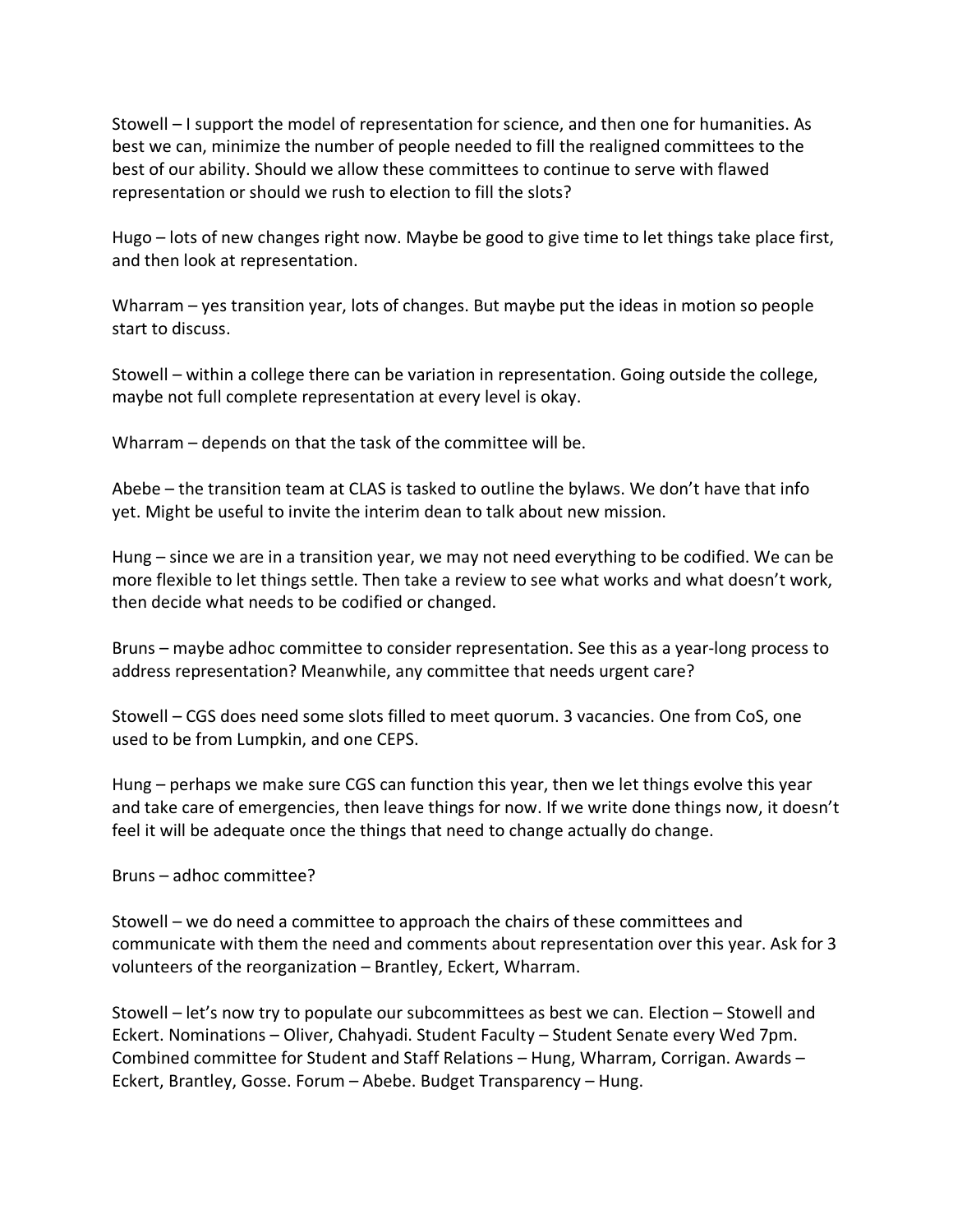Stowell – I support the model of representation for science, and then one for humanities. As best we can, minimize the number of people needed to fill the realigned committees to the best of our ability. Should we allow these committees to continue to serve with flawed representation or should we rush to election to fill the slots?

Hugo – lots of new changes right now. Maybe be good to give time to let things take place first, and then look at representation.

Wharram – yes transition year, lots of changes. But maybe put the ideas in motion so people start to discuss.

Stowell – within a college there can be variation in representation. Going outside the college, maybe not full complete representation at every level is okay.

Wharram – depends on that the task of the committee will be.

Abebe – the transition team at CLAS is tasked to outline the bylaws. We don't have that info yet. Might be useful to invite the interim dean to talk about new mission.

Hung – since we are in a transition year, we may not need everything to be codified. We can be more flexible to let things settle. Then take a review to see what works and what doesn't work, then decide what needs to be codified or changed.

Bruns – maybe adhoc committee to consider representation. See this as a year-long process to address representation? Meanwhile, any committee that needs urgent care?

Stowell – CGS does need some slots filled to meet quorum. 3 vacancies. One from CoS, one used to be from Lumpkin, and one CEPS.

Hung – perhaps we make sure CGS can function this year, then we let things evolve this year and take care of emergencies, then leave things for now. If we write done things now, it doesn't feel it will be adequate once the things that need to change actually do change.

Bruns – adhoc committee?

Stowell – we do need a committee to approach the chairs of these committees and communicate with them the need and comments about representation over this year. Ask for 3 volunteers of the reorganization – Brantley, Eckert, Wharram.

Stowell – let's now try to populate our subcommittees as best we can. Election – Stowell and Eckert. Nominations – Oliver, Chahyadi. Student Faculty – Student Senate every Wed 7pm. Combined committee for Student and Staff Relations – Hung, Wharram, Corrigan. Awards – Eckert, Brantley, Gosse. Forum – Abebe. Budget Transparency – Hung.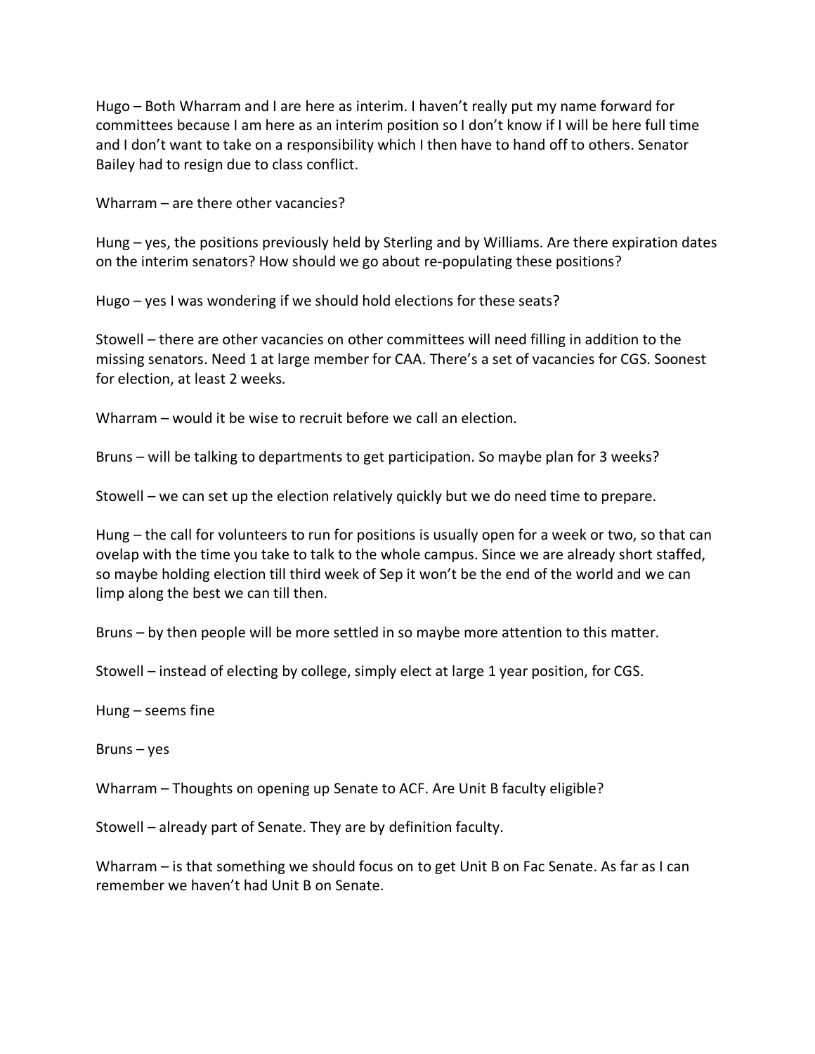Hugo – Both Wharram and I are here as interim. I haven't really put my name forward for committees because I am here as an interim position so I don't know if I will be here full time and I don't want to take on a responsibility which I then have to hand off to others. Senator Bailey had to resign due to class conflict.

Wharram – are there other vacancies?

Hung – yes, the positions previously held by Sterling and by Williams. Are there expiration dates on the interim senators? How should we go about re-populating these positions?

Hugo – yes I was wondering if we should hold elections for these seats?

Stowell – there are other vacancies on other committees will need filling in addition to the missing senators. Need 1 at large member for CAA. There's a set of vacancies for CGS. Soonest for election, at least 2 weeks.

Wharram – would it be wise to recruit before we call an election.

Bruns – will be talking to departments to get participation. So maybe plan for 3 weeks?

Stowell – we can set up the election relatively quickly but we do need time to prepare.

Hung – the call for volunteers to run for positions is usually open for a week or two, so that can ovelap with the time you take to talk to the whole campus. Since we are already short staffed, so maybe holding election till third week of Sep it won't be the end of the world and we can limp along the best we can till then.

Bruns – by then people will be more settled in so maybe more attention to this matter.

Stowell – instead of electing by college, simply elect at large 1 year position, for CGS.

Hung – seems fine

Bruns – yes

Wharram – Thoughts on opening up Senate to ACF. Are Unit B faculty eligible?

Stowell – already part of Senate. They are by definition faculty.

Wharram – is that something we should focus on to get Unit B on Fac Senate. As far as I can remember we haven't had Unit B on Senate.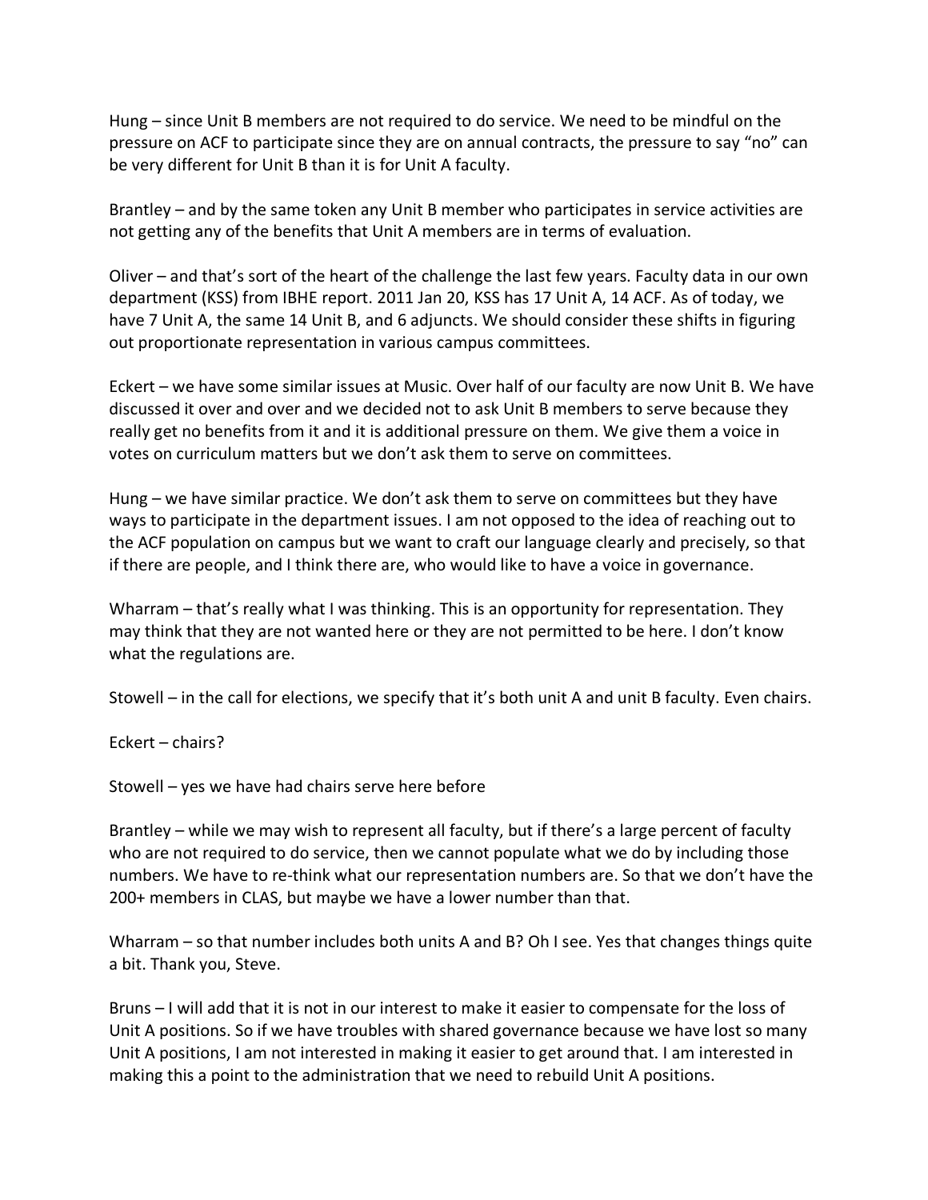Hung – since Unit B members are not required to do service. We need to be mindful on the pressure on ACF to participate since they are on annual contracts, the pressure to say "no" can be very different for Unit B than it is for Unit A faculty.

Brantley – and by the same token any Unit B member who participates in service activities are not getting any of the benefits that Unit A members are in terms of evaluation.

Oliver – and that's sort of the heart of the challenge the last few years. Faculty data in our own department (KSS) from IBHE report. 2011 Jan 20, KSS has 17 Unit A, 14 ACF. As of today, we have 7 Unit A, the same 14 Unit B, and 6 adjuncts. We should consider these shifts in figuring out proportionate representation in various campus committees.

Eckert – we have some similar issues at Music. Over half of our faculty are now Unit B. We have discussed it over and over and we decided not to ask Unit B members to serve because they really get no benefits from it and it is additional pressure on them. We give them a voice in votes on curriculum matters but we don't ask them to serve on committees.

Hung – we have similar practice. We don't ask them to serve on committees but they have ways to participate in the department issues. I am not opposed to the idea of reaching out to the ACF population on campus but we want to craft our language clearly and precisely, so that if there are people, and I think there are, who would like to have a voice in governance.

Wharram – that's really what I was thinking. This is an opportunity for representation. They may think that they are not wanted here or they are not permitted to be here. I don't know what the regulations are.

Stowell – in the call for elections, we specify that it's both unit A and unit B faculty. Even chairs.

Eckert – chairs?

Stowell – yes we have had chairs serve here before

Brantley – while we may wish to represent all faculty, but if there's a large percent of faculty who are not required to do service, then we cannot populate what we do by including those numbers. We have to re-think what our representation numbers are. So that we don't have the 200+ members in CLAS, but maybe we have a lower number than that.

Wharram – so that number includes both units A and B? Oh I see. Yes that changes things quite a bit. Thank you, Steve.

Bruns – I will add that it is not in our interest to make it easier to compensate for the loss of Unit A positions. So if we have troubles with shared governance because we have lost so many Unit A positions, I am not interested in making it easier to get around that. I am interested in making this a point to the administration that we need to rebuild Unit A positions.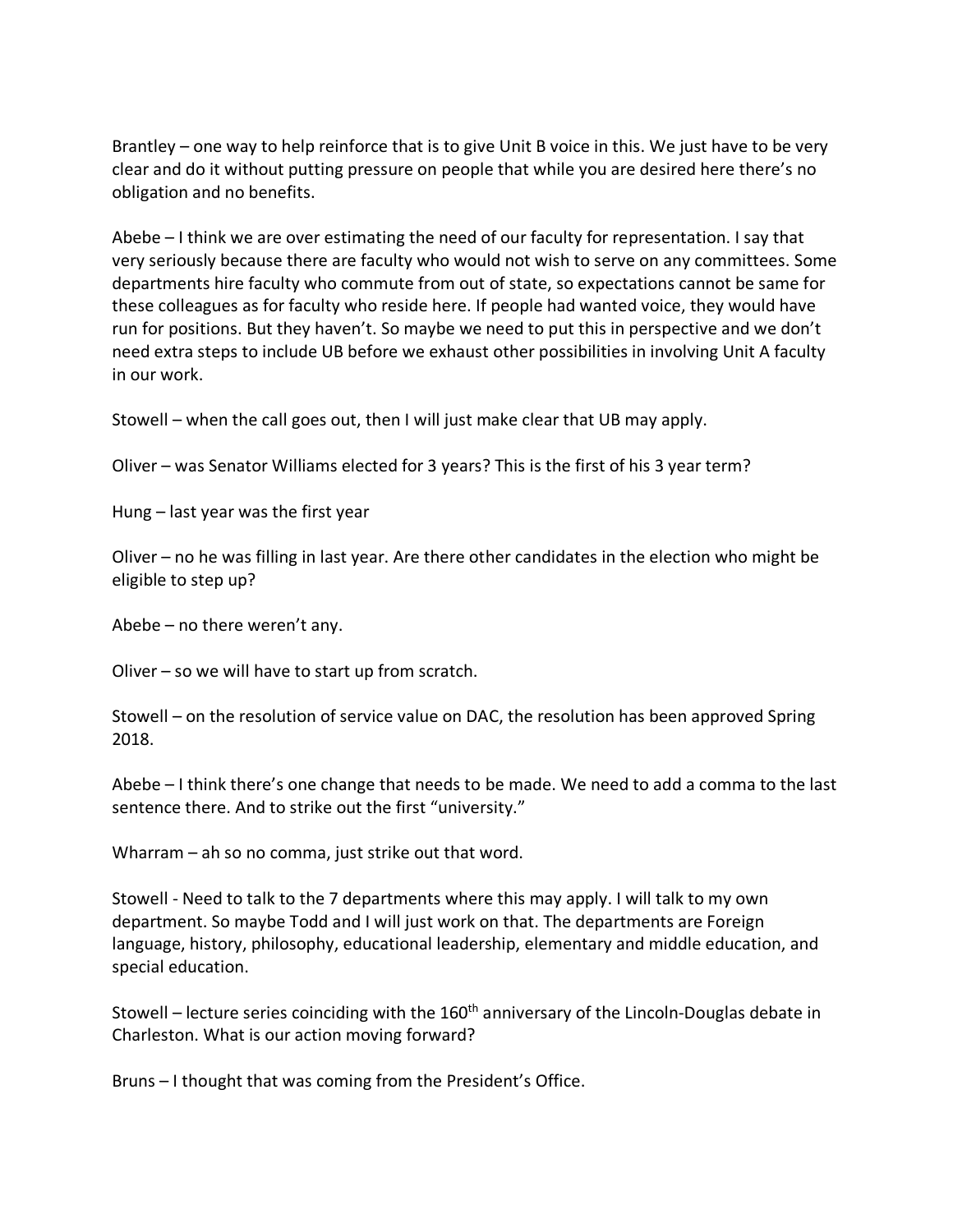Brantley – one way to help reinforce that is to give Unit B voice in this. We just have to be very clear and do it without putting pressure on people that while you are desired here there's no obligation and no benefits.

Abebe – I think we are over estimating the need of our faculty for representation. I say that very seriously because there are faculty who would not wish to serve on any committees. Some departments hire faculty who commute from out of state, so expectations cannot be same for these colleagues as for faculty who reside here. If people had wanted voice, they would have run for positions. But they haven't. So maybe we need to put this in perspective and we don't need extra steps to include UB before we exhaust other possibilities in involving Unit A faculty in our work.

Stowell – when the call goes out, then I will just make clear that UB may apply.

Oliver – was Senator Williams elected for 3 years? This is the first of his 3 year term?

Hung – last year was the first year

Oliver – no he was filling in last year. Are there other candidates in the election who might be eligible to step up?

Abebe – no there weren't any.

Oliver – so we will have to start up from scratch.

Stowell – on the resolution of service value on DAC, the resolution has been approved Spring 2018.

Abebe – I think there's one change that needs to be made. We need to add a comma to the last sentence there. And to strike out the first "university."

Wharram – ah so no comma, just strike out that word.

Stowell - Need to talk to the 7 departments where this may apply. I will talk to my own department. So maybe Todd and I will just work on that. The departments are Foreign language, history, philosophy, educational leadership, elementary and middle education, and special education.

Stowell – lecture series coinciding with the 160th anniversary of the Lincoln-Douglas debate in Charleston. What is our action moving forward?

Bruns – I thought that was coming from the President's Office.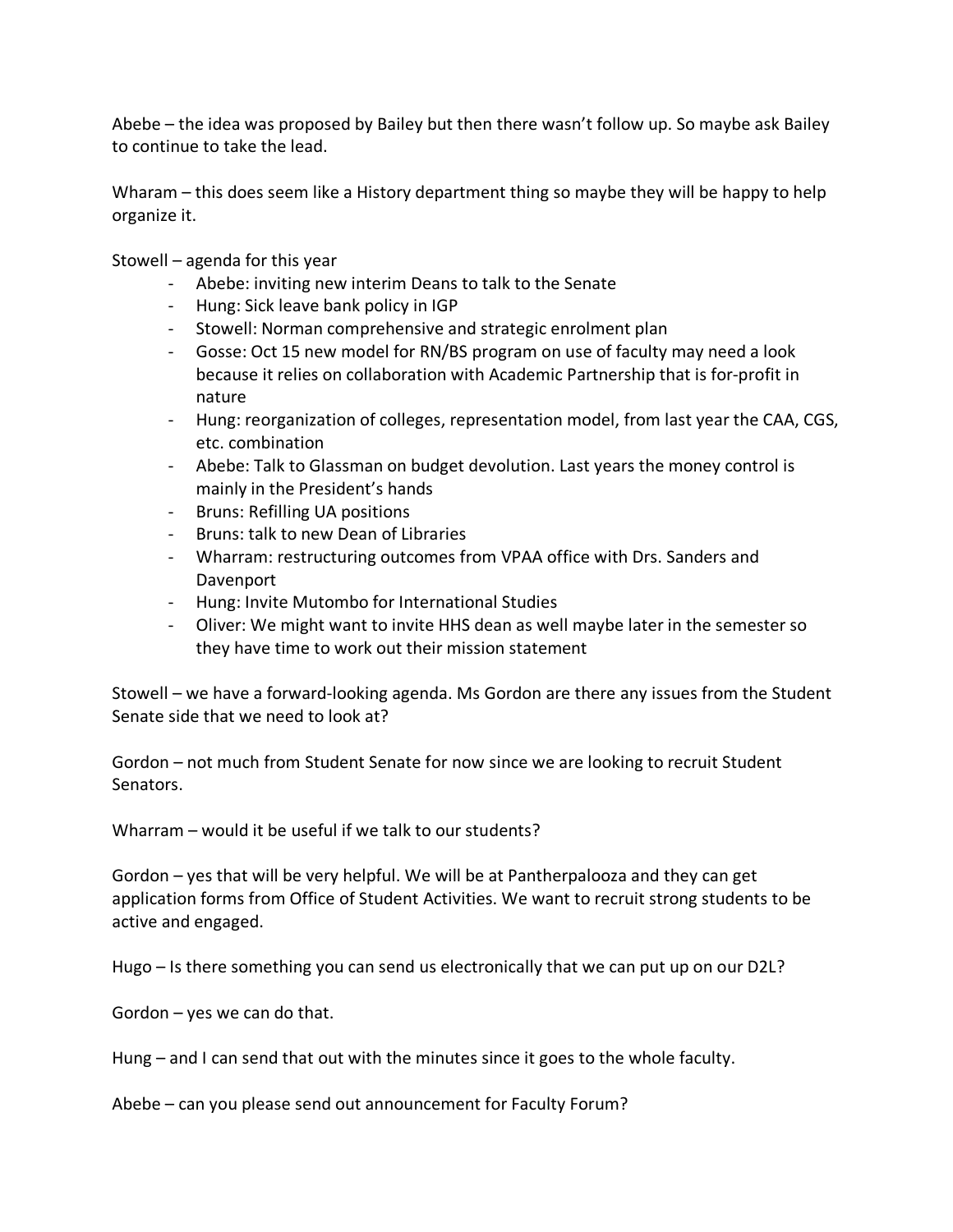Abebe – the idea was proposed by Bailey but then there wasn't follow up. So maybe ask Bailey to continue to take the lead.

Wharam – this does seem like a History department thing so maybe they will be happy to help organize it.

Stowell – agenda for this year

- Abebe: inviting new interim Deans to talk to the Senate
- Hung: Sick leave bank policy in IGP
- Stowell: Norman comprehensive and strategic enrolment plan
- Gosse: Oct 15 new model for RN/BS program on use of faculty may need a look because it relies on collaboration with Academic Partnership that is for-profit in nature
- Hung: reorganization of colleges, representation model, from last year the CAA, CGS, etc. combination
- Abebe: Talk to Glassman on budget devolution. Last years the money control is mainly in the President's hands
- Bruns: Refilling UA positions
- Bruns: talk to new Dean of Libraries
- Wharram: restructuring outcomes from VPAA office with Drs. Sanders and Davenport
- Hung: Invite Mutombo for International Studies
- Oliver: We might want to invite HHS dean as well maybe later in the semester so they have time to work out their mission statement

Stowell – we have a forward-looking agenda. Ms Gordon are there any issues from the Student Senate side that we need to look at?

Gordon – not much from Student Senate for now since we are looking to recruit Student Senators.

Wharram – would it be useful if we talk to our students?

Gordon – yes that will be very helpful. We will be at Pantherpalooza and they can get application forms from Office of Student Activities. We want to recruit strong students to be active and engaged.

Hugo – Is there something you can send us electronically that we can put up on our D2L?

Gordon – yes we can do that.

Hung – and I can send that out with the minutes since it goes to the whole faculty.

Abebe – can you please send out announcement for Faculty Forum?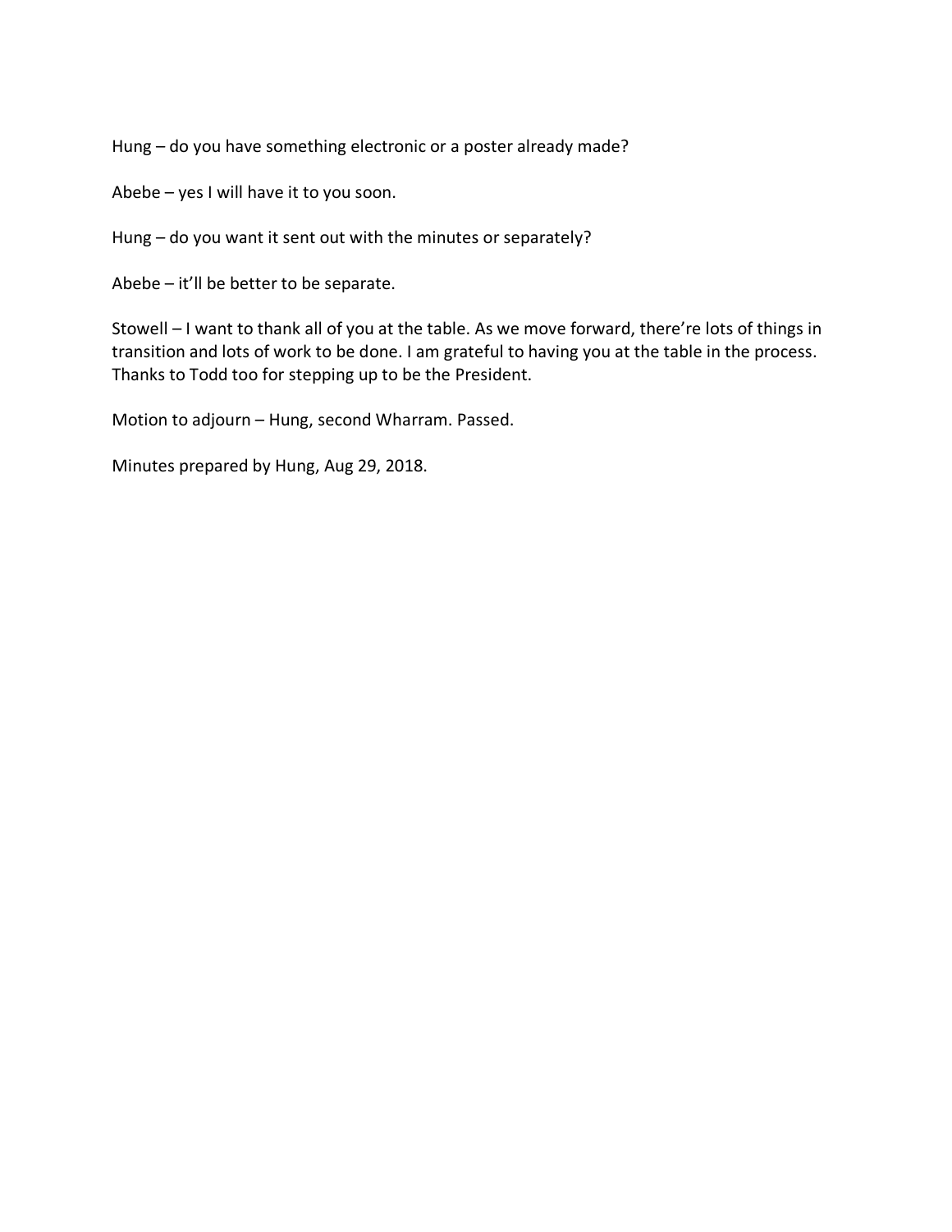Hung – do you have something electronic or a poster already made?

Abebe – yes I will have it to you soon.

Hung – do you want it sent out with the minutes or separately?

Abebe – it'll be better to be separate.

Stowell – I want to thank all of you at the table. As we move forward, there're lots of things in transition and lots of work to be done. I am grateful to having you at the table in the process. Thanks to Todd too for stepping up to be the President.

Motion to adjourn – Hung, second Wharram. Passed.

Minutes prepared by Hung, Aug 29, 2018.